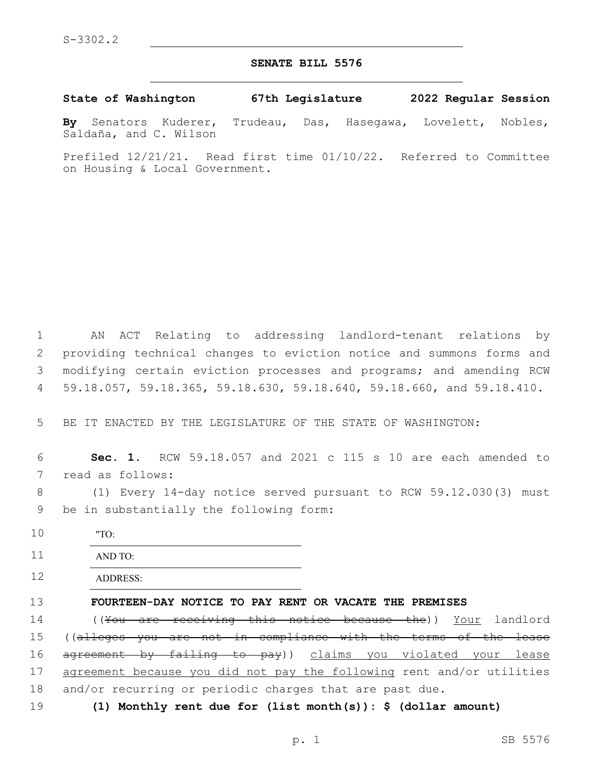S-3302.2

## SENATE BILL 5576

**State of Washington 67th Legislature 2022 Regular Session**

**By** Senators Kuderer, Trudeau, Das, Hasegawa, Lovelett, Nobles, Saldaña, and C. Wilson

Prefiled 12/21/21. Read first time 01/10/22. Referred to Committee on Housing & Local Government.

1 AN ACT Relating to addressing landlord-tenant relations by
2 providing technical changes to eviction notice and summons forms and
3 modifying certain eviction processes and programs; and amending RCW
4 59.18.057, 59.18.365, 59.18.630, 59.18.640, 59.18.660, and 59.18.410.

5 BE IT ENACTED BY THE LEGISLATURE OF THE STATE OF WASHINGTON:

6 **Sec. 1.** RCW 59.18.057 and 2021 c 115 s 10 are each amended to
7 read as follows:

8 (1) Every 14-day notice served pursuant to RCW 59.12.030(3) must
9 be in substantially the following form:

10 "TO: \_\_\_\_\_\_\_\_\_\_\_\_\_\_\_\_\_\_\_\_

11 AND TO: \_\_\_\_\_\_\_\_\_\_\_\_\_\_\_\_\_\_\_\_

12 ADDRESS: \_\_\_\_\_\_\_\_\_\_\_\_\_\_\_\_\_\_\_\_

13 **FOURTEEN-DAY NOTICE TO PAY RENT OR VACATE THE PREMISES**

14 ((~~You are receiving this notice because the~~)) <u>Your</u> landlord
15 ((~~alleges you are not in compliance with the terms of the lease~~
16 ~~agreement by failing to pay~~)) <u>claims you violated your lease</u>
17 <u>agreement because you did not pay the following</u> rent and/or utilities
18 and/or recurring or periodic charges that are past due.

19 **(1) Monthly rent due for (list month(s)): $ (dollar amount)**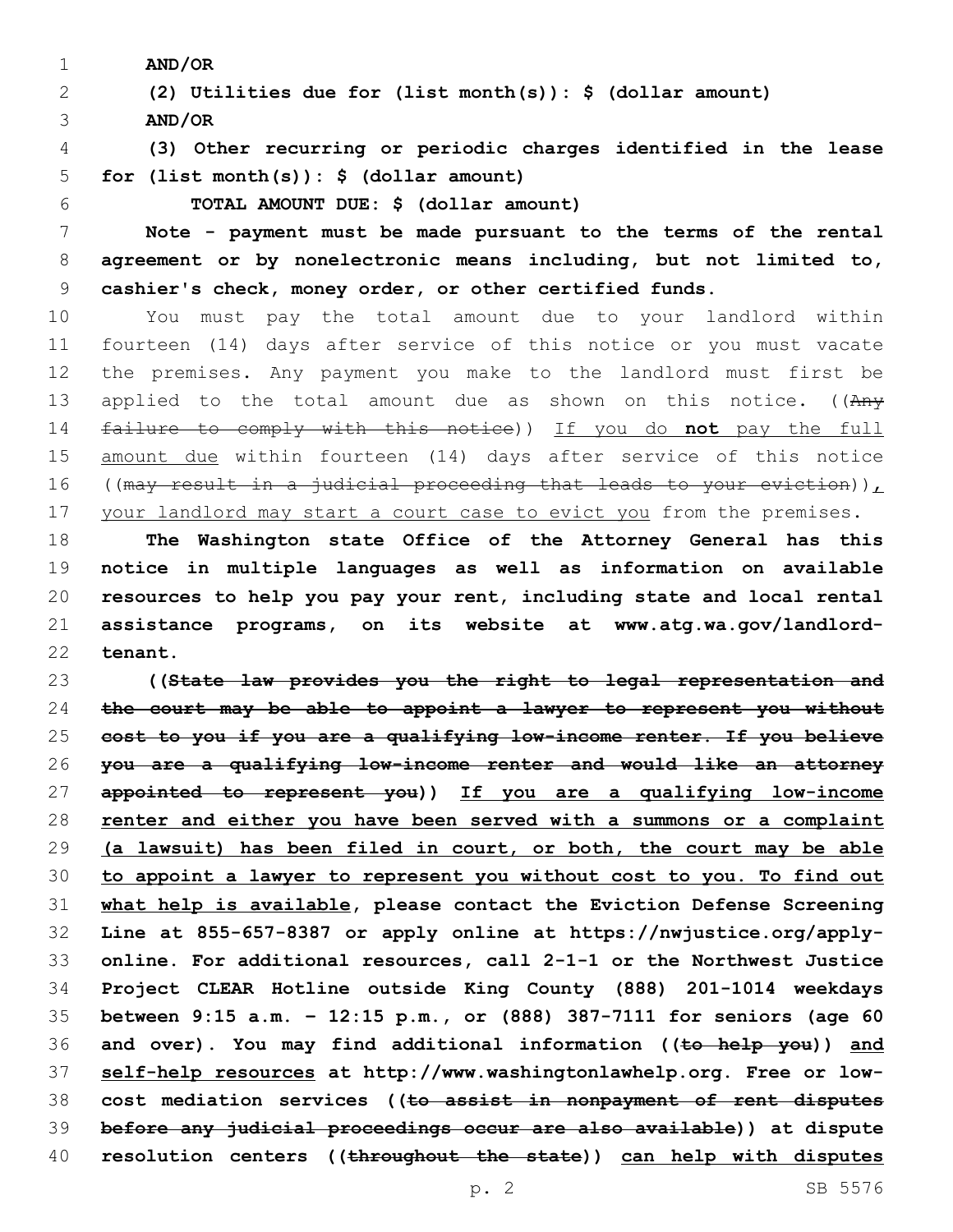**AND/OR**

**(2) Utilities due for (list month(s)): $ (dollar amount)**

**AND/OR**

**(3) Other recurring or periodic charges identified in the lease for (list month(s)): $ (dollar amount)**

**TOTAL AMOUNT DUE: $ (dollar amount)**

**Note - payment must be made pursuant to the terms of the rental agreement or by nonelectronic means including, but not limited to, cashier's check, money order, or other certified funds.**

You must pay the total amount due to your landlord within fourteen (14) days after service of this notice or you must vacate the premises. Any payment you make to the landlord must first be applied to the total amount due as shown on this notice. ((~~Any failure to comply with this notice~~)) If you do **not** pay the full amount due within fourteen (14) days after service of this notice ((~~may result in a judicial proceeding that leads to your eviction~~)), your landlord may start a court case to evict you from the premises.

**The Washington state Office of the Attorney General has this notice in multiple languages as well as information on available resources to help you pay your rent, including state and local rental assistance programs, on its website at www.atg.wa.gov/landlord-tenant.**

**((~~State law provides you the right to legal representation and the court may be able to appoint a lawyer to represent you without cost to you if you are a qualifying low-income renter. If you believe you are a qualifying low-income renter and would like an attorney appointed to represent you~~)) If you are a qualifying low-income renter and either you have been served with a summons or a complaint (a lawsuit) has been filed in court, or both, the court may be able to appoint a lawyer to represent you without cost to you. To find out what help is available, please contact the Eviction Defense Screening Line at 855-657-8387 or apply online at https://nwjustice.org/apply-online. For additional resources, call 2-1-1 or the Northwest Justice Project CLEAR Hotline outside King County (888) 201-1014 weekdays between 9:15 a.m. – 12:15 p.m., or (888) 387-7111 for seniors (age 60 and over). You may find additional information ((~~to help you~~)) and self-help resources at http://www.washingtonlawhelp.org. Free or low-cost mediation services ((~~to assist in nonpayment of rent disputes before any judicial proceedings occur are also available~~)) at dispute resolution centers ((~~throughout the state~~)) can help with disputes**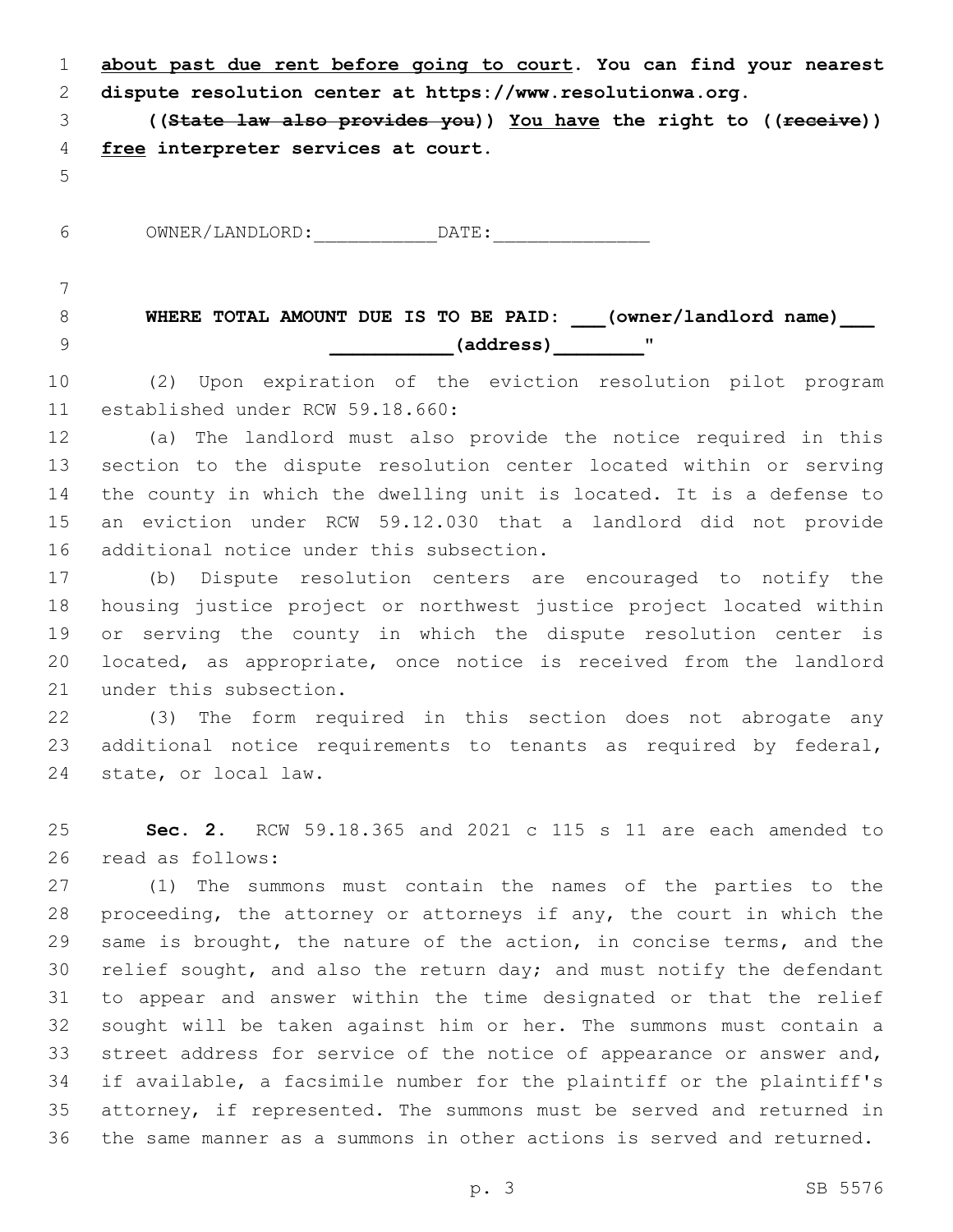**about past due rent before going to court. You can find your nearest dispute resolution center at https://www.resolutionwa.org.**

**((~~State law also provides you~~)) You have the right to ((~~receive~~)) free interpreter services at court.**

OWNER/LANDLORD:___________DATE:______________

**WHERE TOTAL AMOUNT DUE IS TO BE PAID: ___(owner/landlord name)___ __________(address)________"**

(2) Upon expiration of the eviction resolution pilot program established under RCW 59.18.660:

(a) The landlord must also provide the notice required in this section to the dispute resolution center located within or serving the county in which the dwelling unit is located. It is a defense to an eviction under RCW 59.12.030 that a landlord did not provide additional notice under this subsection.

(b) Dispute resolution centers are encouraged to notify the housing justice project or northwest justice project located within or serving the county in which the dispute resolution center is located, as appropriate, once notice is received from the landlord under this subsection.

(3) The form required in this section does not abrogate any additional notice requirements to tenants as required by federal, state, or local law.

**Sec. 2.** RCW 59.18.365 and 2021 c 115 s 11 are each amended to read as follows:

(1) The summons must contain the names of the parties to the proceeding, the attorney or attorneys if any, the court in which the same is brought, the nature of the action, in concise terms, and the relief sought, and also the return day; and must notify the defendant to appear and answer within the time designated or that the relief sought will be taken against him or her. The summons must contain a street address for service of the notice of appearance or answer and, if available, a facsimile number for the plaintiff or the plaintiff's attorney, if represented. The summons must be served and returned in the same manner as a summons in other actions is served and returned.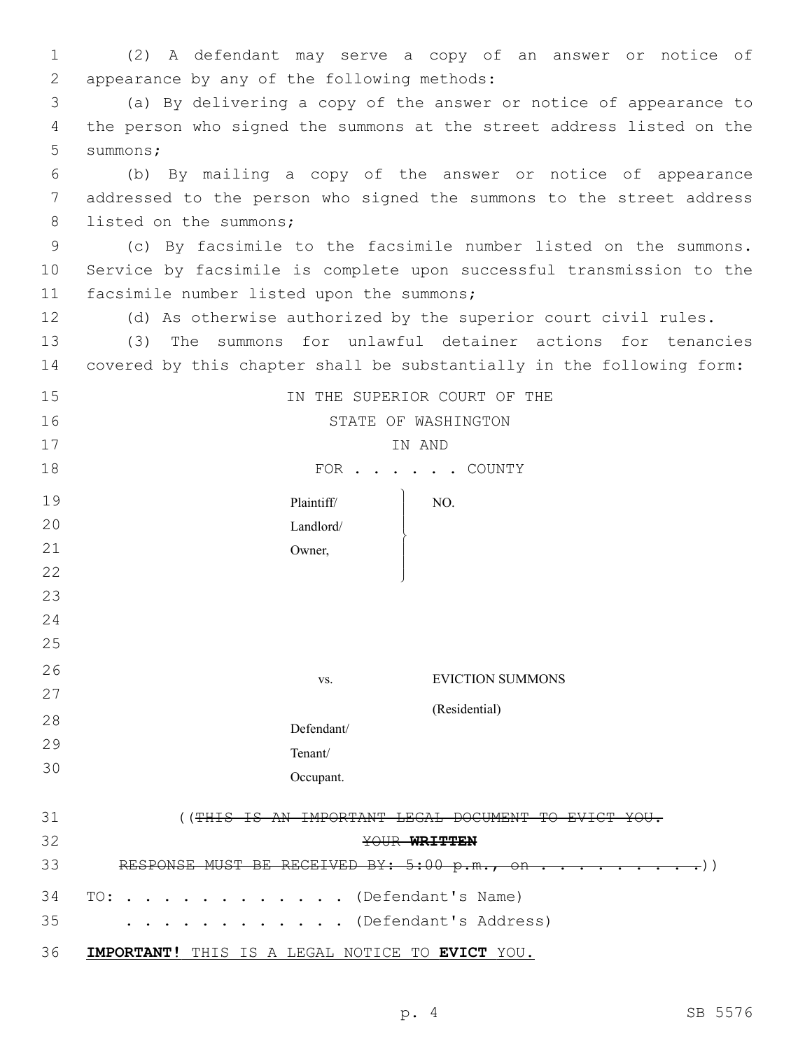(2) A defendant may serve a copy of an answer or notice of appearance by any of the following methods:

(a) By delivering a copy of the answer or notice of appearance to the person who signed the summons at the street address listed on the summons;

(b) By mailing a copy of the answer or notice of appearance addressed to the person who signed the summons to the street address listed on the summons;

(c) By facsimile to the facsimile number listed on the summons. Service by facsimile is complete upon successful transmission to the facsimile number listed upon the summons;

(d) As otherwise authorized by the superior court civil rules.

(3) The summons for unlawful detainer actions for tenancies covered by this chapter shall be substantially in the following form:

IN THE SUPERIOR COURT OF THE
STATE OF WASHINGTON
IN AND
FOR . . . . . . COUNTY

| | |
|---|---|
| Plaintiff/ Landlord/ Owner, | NO. |
| vs. | EVICTION SUMMONS (Residential) |
| Defendant/ Tenant/ Occupant. | |

((~~THIS IS AN IMPORTANT LEGAL DOCUMENT TO EVICT YOU. YOUR **WRITTEN** RESPONSE MUST BE RECEIVED BY: 5:00 p.m., on . . . . . . . . . .~~))

TO: . . . . . . . . . . . . (Defendant's Name)
. . . . . . . . . . . . (Defendant's Address)

<u>**IMPORTANT!** THIS IS A LEGAL NOTICE TO **EVICT** YOU.</u>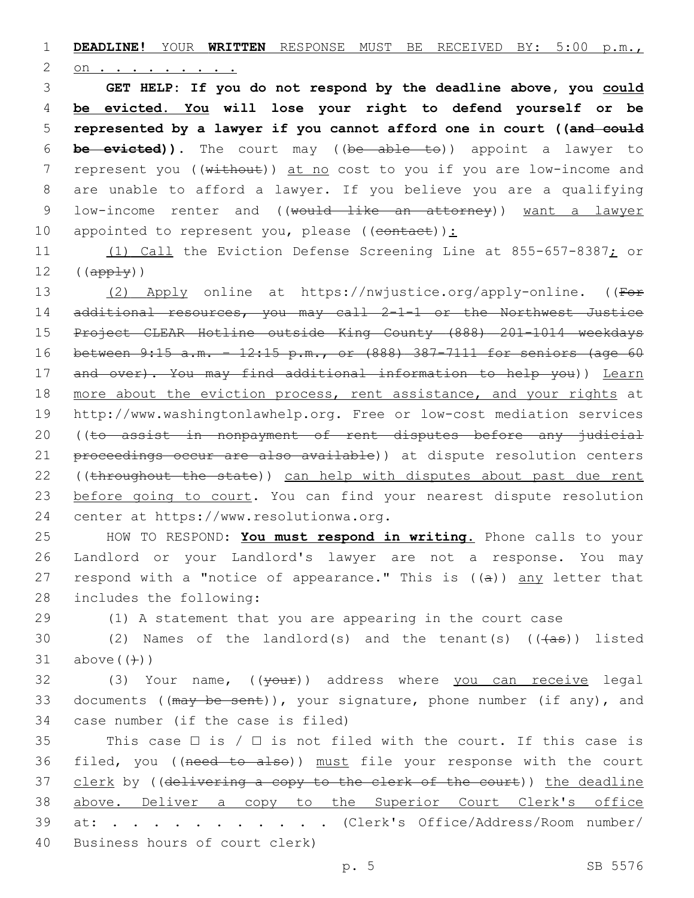**DEADLINE!** YOUR **WRITTEN** RESPONSE MUST BE RECEIVED BY: 5:00 p.m., on . . . . . . . . .

**GET HELP: If you do not respond by the deadline above, you could be evicted. You will lose your right to defend yourself or be represented by a lawyer if you cannot afford one in court ((~~and could be evicted~~)).** The court may ((~~be able to~~)) appoint a lawyer to represent you ((~~without~~)) at no cost to you if you are low-income and are unable to afford a lawyer. If you believe you are a qualifying low-income renter and ((~~would like an attorney~~)) want a lawyer appointed to represent you, please ((~~contact~~)):

(1) Call the Eviction Defense Screening Line at 855-657-8387; or ((~~apply~~))

(2) Apply online at https://nwjustice.org/apply-online. ((~~For additional resources, you may call 2-1-1 or the Northwest Justice Project CLEAR Hotline outside King County (888) 201-1014 weekdays between 9:15 a.m. - 12:15 p.m., or (888) 387-7111 for seniors (age 60 and over). You may find additional information to help you~~)) Learn more about the eviction process, rent assistance, and your rights at http://www.washingtonlawhelp.org. Free or low-cost mediation services ((~~to assist in nonpayment of rent disputes before any judicial proceedings occur are also available~~)) at dispute resolution centers ((~~throughout the state~~)) can help with disputes about past due rent before going to court. You can find your nearest dispute resolution center at https://www.resolutionwa.org.

HOW TO RESPOND: **You must respond in writing.** Phone calls to your Landlord or your Landlord's lawyer are not a response. You may respond with a "notice of appearance." This is ((~~a~~)) any letter that includes the following:

(1) A statement that you are appearing in the court case

(2) Names of the landlord(s) and the tenant(s) ((~~(as~~)) listed above((~~)~~))

(3) Your name, ((~~your~~)) address where you can receive legal documents ((~~may be sent~~)), your signature, phone number (if any), and case number (if the case is filed)

This case ☐ is / ☐ is not filed with the court. If this case is filed, you ((~~need to also~~)) must file your response with the court clerk by ((~~delivering a copy to the clerk of the court~~)) the deadline above. Deliver a copy to the Superior Court Clerk's office at: . . . . . . . . . . . (Clerk's Office/Address/Room number/ Business hours of court clerk)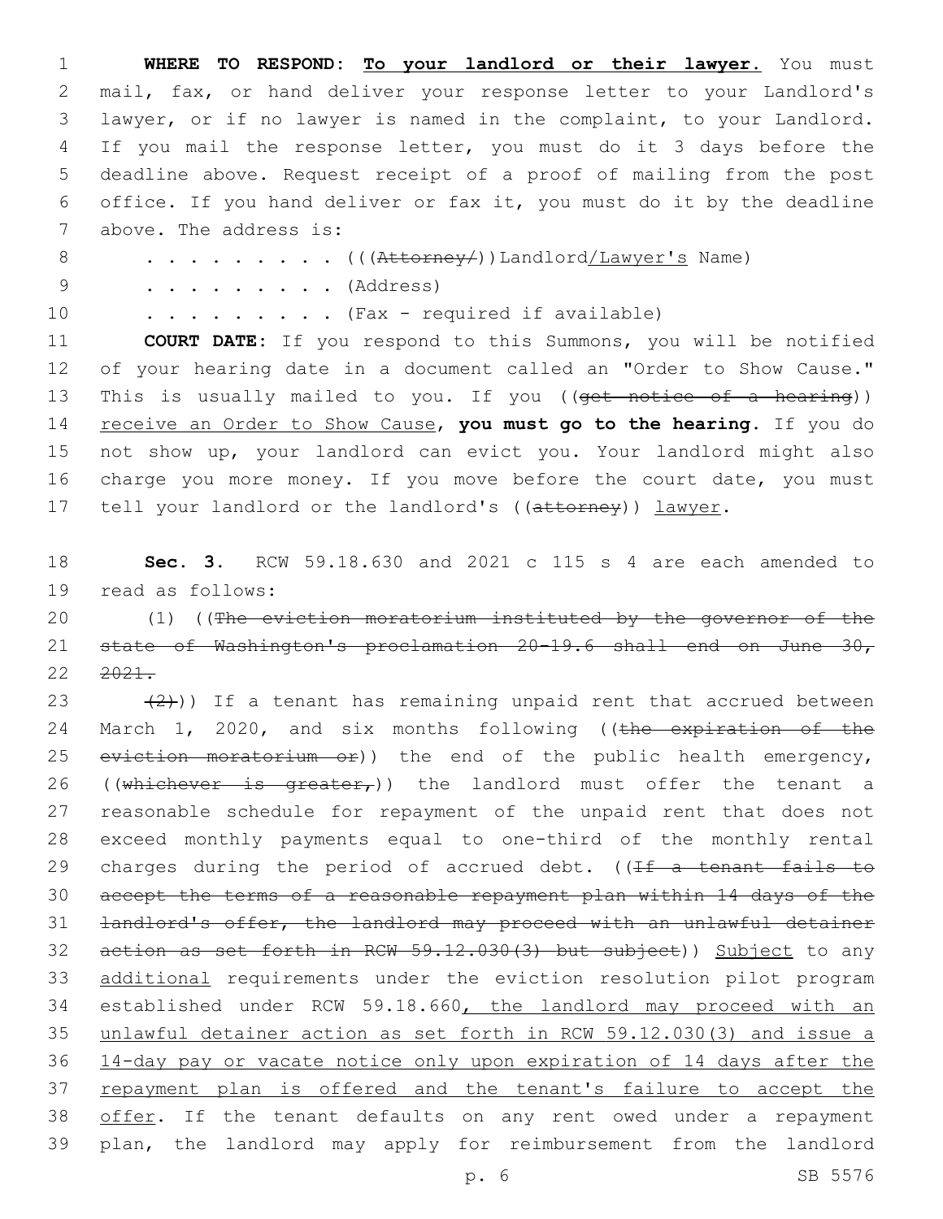**WHERE TO RESPOND:** **To your landlord or their lawyer.** You must mail, fax, or hand deliver your response letter to your Landlord's lawyer, or if no lawyer is named in the complaint, to your Landlord. If you mail the response letter, you must do it 3 days before the deadline above. Request receipt of a proof of mailing from the post office. If you hand deliver or fax it, you must do it by the deadline above. The address is:

. . . . . . . . . . (((~~Attorney/~~))Landlord/Lawyer's Name)

. . . . . . . . . . (Address)

. . . . . . . . . . (Fax - required if available)

**COURT DATE:** If you respond to this Summons, you will be notified of your hearing date in a document called an "Order to Show Cause." This is usually mailed to you. If you ((~~get notice of a hearing~~)) receive an Order to Show Cause, **you must go to the hearing**. If you do not show up, your landlord can evict you. Your landlord might also charge you more money. If you move before the court date, you must tell your landlord or the landlord's ((~~attorney~~)) lawyer.

**Sec. 3.** RCW 59.18.630 and 2021 c 115 s 4 are each amended to read as follows:

(1) ((~~The eviction moratorium instituted by the governor of the state of Washington's proclamation 20-19.6 shall end on June 30, 2021.~~

~~(2)~~)) If a tenant has remaining unpaid rent that accrued between March 1, 2020, and six months following ((~~the expiration of the eviction moratorium or~~)) the end of the public health emergency, ((~~whichever is greater,~~)) the landlord must offer the tenant a reasonable schedule for repayment of the unpaid rent that does not exceed monthly payments equal to one-third of the monthly rental charges during the period of accrued debt. ((~~If a tenant fails to accept the terms of a reasonable repayment plan within 14 days of the landlord's offer, the landlord may proceed with an unlawful detainer action as set forth in RCW 59.12.030(3) but subject~~)) Subject to any additional requirements under the eviction resolution pilot program established under RCW 59.18.660, the landlord may proceed with an unlawful detainer action as set forth in RCW 59.12.030(3) and issue a 14-day pay or vacate notice only upon expiration of 14 days after the repayment plan is offered and the tenant's failure to accept the offer. If the tenant defaults on any rent owed under a repayment plan, the landlord may apply for reimbursement from the landlord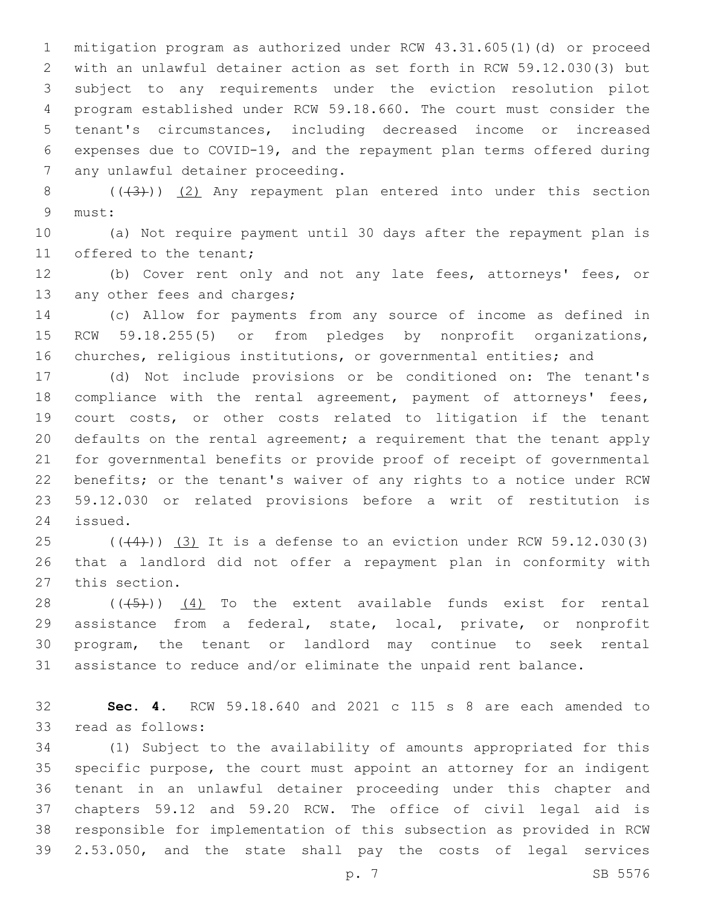mitigation program as authorized under RCW 43.31.605(1)(d) or proceed with an unlawful detainer action as set forth in RCW 59.12.030(3) but subject to any requirements under the eviction resolution pilot program established under RCW 59.18.660. The court must consider the tenant's circumstances, including decreased income or increased expenses due to COVID-19, and the repayment plan terms offered during any unlawful detainer proceeding.

((~~(3)~~)) (2) Any repayment plan entered into under this section must:

(a) Not require payment until 30 days after the repayment plan is offered to the tenant;

(b) Cover rent only and not any late fees, attorneys' fees, or any other fees and charges;

(c) Allow for payments from any source of income as defined in RCW 59.18.255(5) or from pledges by nonprofit organizations, churches, religious institutions, or governmental entities; and

(d) Not include provisions or be conditioned on: The tenant's compliance with the rental agreement, payment of attorneys' fees, court costs, or other costs related to litigation if the tenant defaults on the rental agreement; a requirement that the tenant apply for governmental benefits or provide proof of receipt of governmental benefits; or the tenant's waiver of any rights to a notice under RCW 59.12.030 or related provisions before a writ of restitution is issued.

((~~(4)~~)) (3) It is a defense to an eviction under RCW 59.12.030(3) that a landlord did not offer a repayment plan in conformity with this section.

((~~(5)~~)) (4) To the extent available funds exist for rental assistance from a federal, state, local, private, or nonprofit program, the tenant or landlord may continue to seek rental assistance to reduce and/or eliminate the unpaid rent balance.

**Sec. 4.** RCW 59.18.640 and 2021 c 115 s 8 are each amended to read as follows:

(1) Subject to the availability of amounts appropriated for this specific purpose, the court must appoint an attorney for an indigent tenant in an unlawful detainer proceeding under this chapter and chapters 59.12 and 59.20 RCW. The office of civil legal aid is responsible for implementation of this subsection as provided in RCW 2.53.050, and the state shall pay the costs of legal services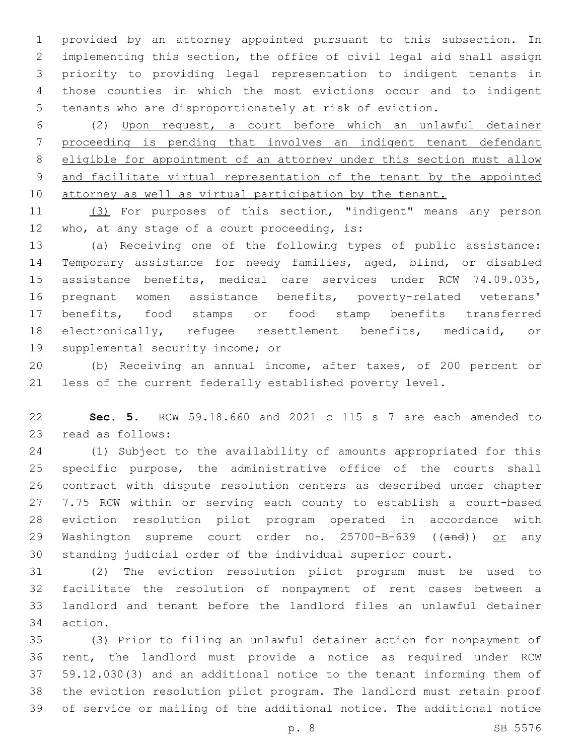provided by an attorney appointed pursuant to this subsection. In implementing this section, the office of civil legal aid shall assign priority to providing legal representation to indigent tenants in those counties in which the most evictions occur and to indigent tenants who are disproportionately at risk of eviction.

(2) <u>Upon request, a court before which an unlawful detainer proceeding is pending that involves an indigent tenant defendant eligible for appointment of an attorney under this section must allow and facilitate virtual representation of the tenant by the appointed attorney as well as virtual participation by the tenant.</u>

<u>(3)</u> For purposes of this section, "indigent" means any person who, at any stage of a court proceeding, is:

(a) Receiving one of the following types of public assistance: Temporary assistance for needy families, aged, blind, or disabled assistance benefits, medical care services under RCW 74.09.035, pregnant women assistance benefits, poverty-related veterans' benefits, food stamps or food stamp benefits transferred electronically, refugee resettlement benefits, medicaid, or supplemental security income; or

(b) Receiving an annual income, after taxes, of 200 percent or less of the current federally established poverty level.

**Sec. 5.** RCW 59.18.660 and 2021 c 115 s 7 are each amended to read as follows:

(1) Subject to the availability of amounts appropriated for this specific purpose, the administrative office of the courts shall contract with dispute resolution centers as described under chapter 7.75 RCW within or serving each county to establish a court-based eviction resolution pilot program operated in accordance with Washington supreme court order no. 25700-B-639 ((~~and~~)) <u>or</u> any standing judicial order of the individual superior court.

(2) The eviction resolution pilot program must be used to facilitate the resolution of nonpayment of rent cases between a landlord and tenant before the landlord files an unlawful detainer action.

(3) Prior to filing an unlawful detainer action for nonpayment of rent, the landlord must provide a notice as required under RCW 59.12.030(3) and an additional notice to the tenant informing them of the eviction resolution pilot program. The landlord must retain proof of service or mailing of the additional notice. The additional notice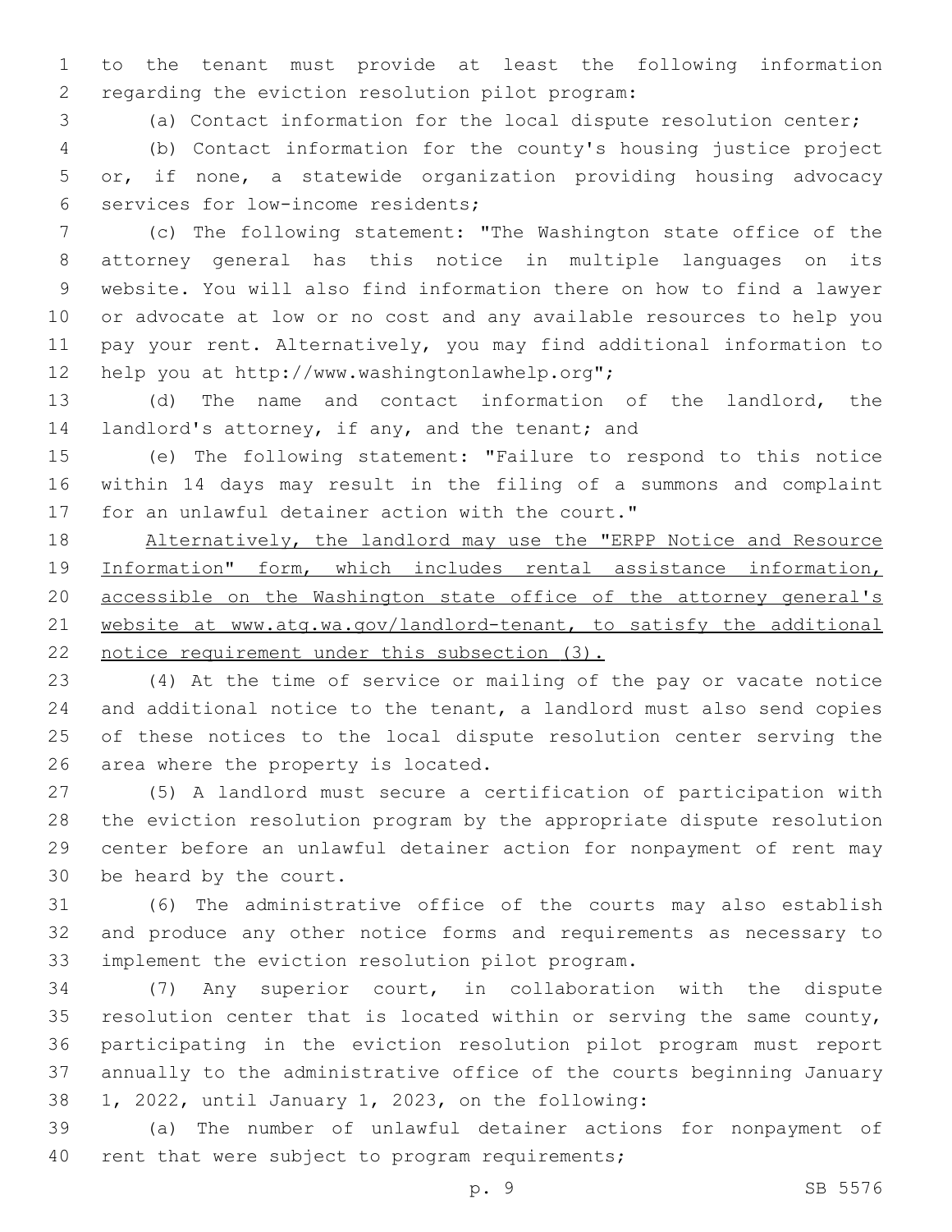to the tenant must provide at least the following information regarding the eviction resolution pilot program:

(a) Contact information for the local dispute resolution center;

(b) Contact information for the county's housing justice project or, if none, a statewide organization providing housing advocacy services for low-income residents;

(c) The following statement: "The Washington state office of the attorney general has this notice in multiple languages on its website. You will also find information there on how to find a lawyer or advocate at low or no cost and any available resources to help you pay your rent. Alternatively, you may find additional information to help you at http://www.washingtonlawhelp.org";

(d) The name and contact information of the landlord, the landlord's attorney, if any, and the tenant; and

(e) The following statement: "Failure to respond to this notice within 14 days may result in the filing of a summons and complaint for an unlawful detainer action with the court."

<u>Alternatively, the landlord may use the "ERPP Notice and Resource Information" form, which includes rental assistance information, accessible on the Washington state office of the attorney general's website at www.atg.wa.gov/landlord-tenant, to satisfy the additional notice requirement under this subsection (3).</u>

(4) At the time of service or mailing of the pay or vacate notice and additional notice to the tenant, a landlord must also send copies of these notices to the local dispute resolution center serving the area where the property is located.

(5) A landlord must secure a certification of participation with the eviction resolution program by the appropriate dispute resolution center before an unlawful detainer action for nonpayment of rent may be heard by the court.

(6) The administrative office of the courts may also establish and produce any other notice forms and requirements as necessary to implement the eviction resolution pilot program.

(7) Any superior court, in collaboration with the dispute resolution center that is located within or serving the same county, participating in the eviction resolution pilot program must report annually to the administrative office of the courts beginning January 1, 2022, until January 1, 2023, on the following:

(a) The number of unlawful detainer actions for nonpayment of rent that were subject to program requirements;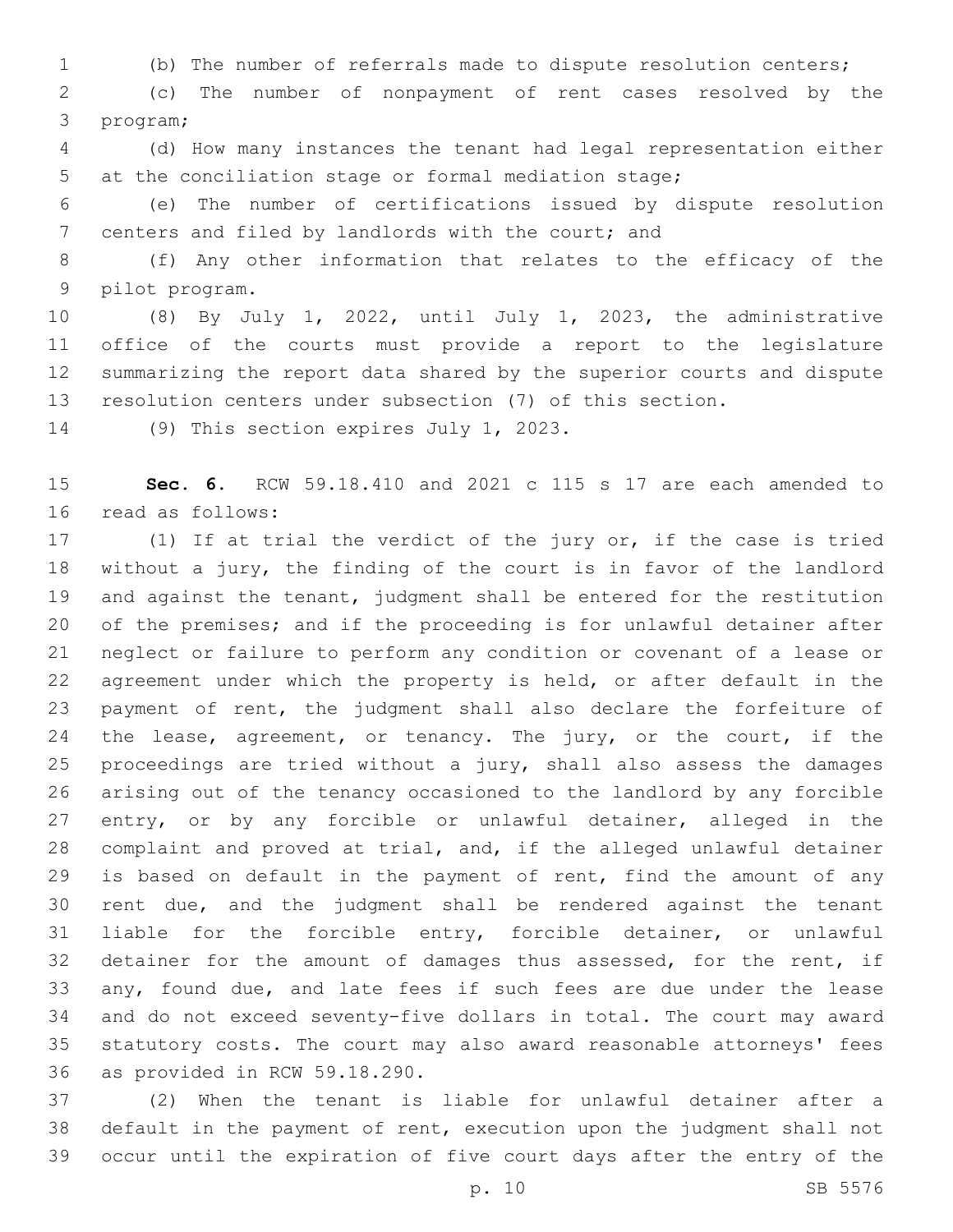(b) The number of referrals made to dispute resolution centers;

(c) The number of nonpayment of rent cases resolved by the program;

(d) How many instances the tenant had legal representation either at the conciliation stage or formal mediation stage;

(e) The number of certifications issued by dispute resolution centers and filed by landlords with the court; and

(f) Any other information that relates to the efficacy of the pilot program.

(8) By July 1, 2022, until July 1, 2023, the administrative office of the courts must provide a report to the legislature summarizing the report data shared by the superior courts and dispute resolution centers under subsection (7) of this section.

(9) This section expires July 1, 2023.

**Sec. 6.** RCW 59.18.410 and 2021 c 115 s 17 are each amended to read as follows:

(1) If at trial the verdict of the jury or, if the case is tried without a jury, the finding of the court is in favor of the landlord and against the tenant, judgment shall be entered for the restitution of the premises; and if the proceeding is for unlawful detainer after neglect or failure to perform any condition or covenant of a lease or agreement under which the property is held, or after default in the payment of rent, the judgment shall also declare the forfeiture of the lease, agreement, or tenancy. The jury, or the court, if the proceedings are tried without a jury, shall also assess the damages arising out of the tenancy occasioned to the landlord by any forcible entry, or by any forcible or unlawful detainer, alleged in the complaint and proved at trial, and, if the alleged unlawful detainer is based on default in the payment of rent, find the amount of any rent due, and the judgment shall be rendered against the tenant liable for the forcible entry, forcible detainer, or unlawful detainer for the amount of damages thus assessed, for the rent, if any, found due, and late fees if such fees are due under the lease and do not exceed seventy-five dollars in total. The court may award statutory costs. The court may also award reasonable attorneys' fees as provided in RCW 59.18.290.

(2) When the tenant is liable for unlawful detainer after a default in the payment of rent, execution upon the judgment shall not occur until the expiration of five court days after the entry of the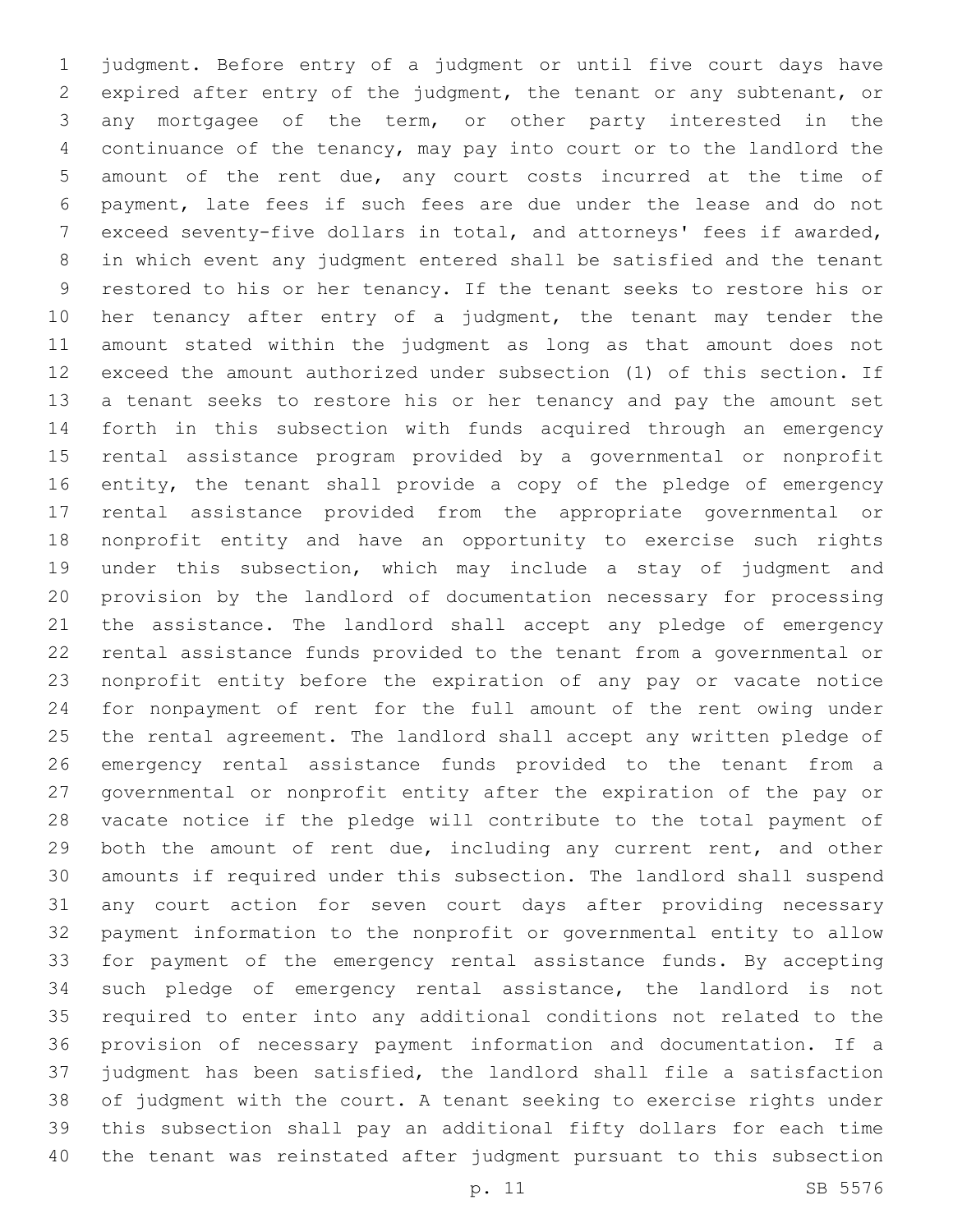judgment. Before entry of a judgment or until five court days have expired after entry of the judgment, the tenant or any subtenant, or any mortgagee of the term, or other party interested in the continuance of the tenancy, may pay into court or to the landlord the amount of the rent due, any court costs incurred at the time of payment, late fees if such fees are due under the lease and do not exceed seventy-five dollars in total, and attorneys' fees if awarded, in which event any judgment entered shall be satisfied and the tenant restored to his or her tenancy. If the tenant seeks to restore his or her tenancy after entry of a judgment, the tenant may tender the amount stated within the judgment as long as that amount does not exceed the amount authorized under subsection (1) of this section. If a tenant seeks to restore his or her tenancy and pay the amount set forth in this subsection with funds acquired through an emergency rental assistance program provided by a governmental or nonprofit entity, the tenant shall provide a copy of the pledge of emergency rental assistance provided from the appropriate governmental or nonprofit entity and have an opportunity to exercise such rights under this subsection, which may include a stay of judgment and provision by the landlord of documentation necessary for processing the assistance. The landlord shall accept any pledge of emergency rental assistance funds provided to the tenant from a governmental or nonprofit entity before the expiration of any pay or vacate notice for nonpayment of rent for the full amount of the rent owing under the rental agreement. The landlord shall accept any written pledge of emergency rental assistance funds provided to the tenant from a governmental or nonprofit entity after the expiration of the pay or vacate notice if the pledge will contribute to the total payment of both the amount of rent due, including any current rent, and other amounts if required under this subsection. The landlord shall suspend any court action for seven court days after providing necessary payment information to the nonprofit or governmental entity to allow for payment of the emergency rental assistance funds. By accepting such pledge of emergency rental assistance, the landlord is not required to enter into any additional conditions not related to the provision of necessary payment information and documentation. If a judgment has been satisfied, the landlord shall file a satisfaction of judgment with the court. A tenant seeking to exercise rights under this subsection shall pay an additional fifty dollars for each time the tenant was reinstated after judgment pursuant to this subsection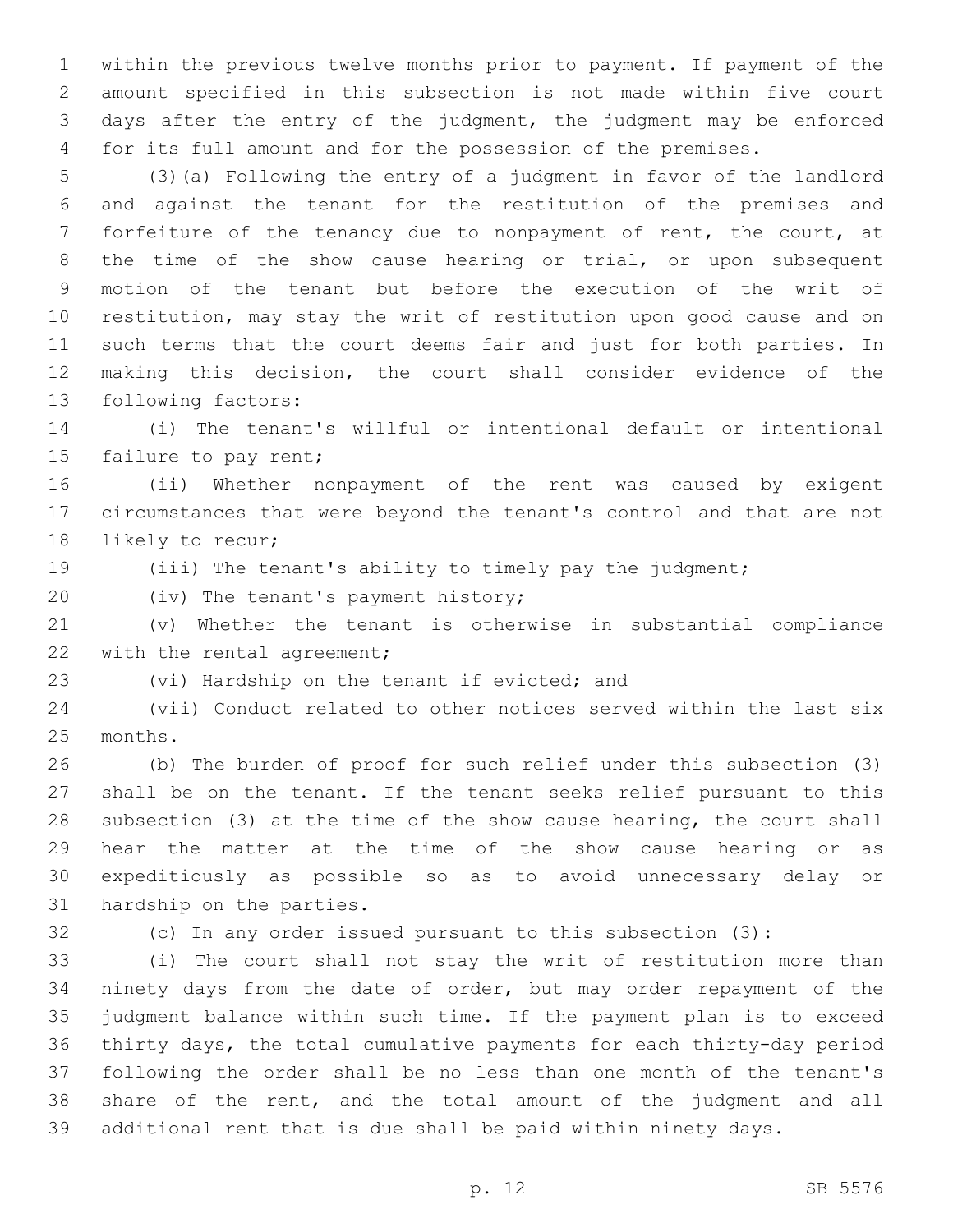within the previous twelve months prior to payment. If payment of the amount specified in this subsection is not made within five court days after the entry of the judgment, the judgment may be enforced for its full amount and for the possession of the premises.

(3)(a) Following the entry of a judgment in favor of the landlord and against the tenant for the restitution of the premises and forfeiture of the tenancy due to nonpayment of rent, the court, at the time of the show cause hearing or trial, or upon subsequent motion of the tenant but before the execution of the writ of restitution, may stay the writ of restitution upon good cause and on such terms that the court deems fair and just for both parties. In making this decision, the court shall consider evidence of the following factors:

(i) The tenant's willful or intentional default or intentional failure to pay rent;

(ii) Whether nonpayment of the rent was caused by exigent circumstances that were beyond the tenant's control and that are not likely to recur;

(iii) The tenant's ability to timely pay the judgment;

(iv) The tenant's payment history;

(v) Whether the tenant is otherwise in substantial compliance with the rental agreement;

(vi) Hardship on the tenant if evicted; and

(vii) Conduct related to other notices served within the last six months.

(b) The burden of proof for such relief under this subsection (3) shall be on the tenant. If the tenant seeks relief pursuant to this subsection (3) at the time of the show cause hearing, the court shall hear the matter at the time of the show cause hearing or as expeditiously as possible so as to avoid unnecessary delay or hardship on the parties.

(c) In any order issued pursuant to this subsection (3):

(i) The court shall not stay the writ of restitution more than ninety days from the date of order, but may order repayment of the judgment balance within such time. If the payment plan is to exceed thirty days, the total cumulative payments for each thirty-day period following the order shall be no less than one month of the tenant's share of the rent, and the total amount of the judgment and all additional rent that is due shall be paid within ninety days.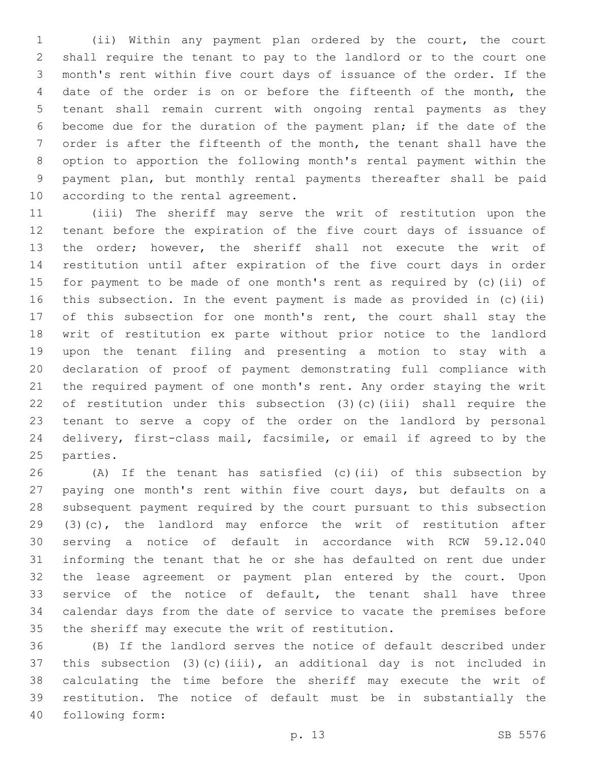(ii) Within any payment plan ordered by the court, the court shall require the tenant to pay to the landlord or to the court one month's rent within five court days of issuance of the order. If the date of the order is on or before the fifteenth of the month, the tenant shall remain current with ongoing rental payments as they become due for the duration of the payment plan; if the date of the order is after the fifteenth of the month, the tenant shall have the option to apportion the following month's rental payment within the payment plan, but monthly rental payments thereafter shall be paid according to the rental agreement.

(iii) The sheriff may serve the writ of restitution upon the tenant before the expiration of the five court days of issuance of the order; however, the sheriff shall not execute the writ of restitution until after expiration of the five court days in order for payment to be made of one month's rent as required by (c)(ii) of this subsection. In the event payment is made as provided in (c)(ii) of this subsection for one month's rent, the court shall stay the writ of restitution ex parte without prior notice to the landlord upon the tenant filing and presenting a motion to stay with a declaration of proof of payment demonstrating full compliance with the required payment of one month's rent. Any order staying the writ of restitution under this subsection (3)(c)(iii) shall require the tenant to serve a copy of the order on the landlord by personal delivery, first-class mail, facsimile, or email if agreed to by the parties.

(A) If the tenant has satisfied (c)(ii) of this subsection by paying one month's rent within five court days, but defaults on a subsequent payment required by the court pursuant to this subsection (3)(c), the landlord may enforce the writ of restitution after serving a notice of default in accordance with RCW 59.12.040 informing the tenant that he or she has defaulted on rent due under the lease agreement or payment plan entered by the court. Upon service of the notice of default, the tenant shall have three calendar days from the date of service to vacate the premises before the sheriff may execute the writ of restitution.

(B) If the landlord serves the notice of default described under this subsection (3)(c)(iii), an additional day is not included in calculating the time before the sheriff may execute the writ of restitution. The notice of default must be in substantially the following form: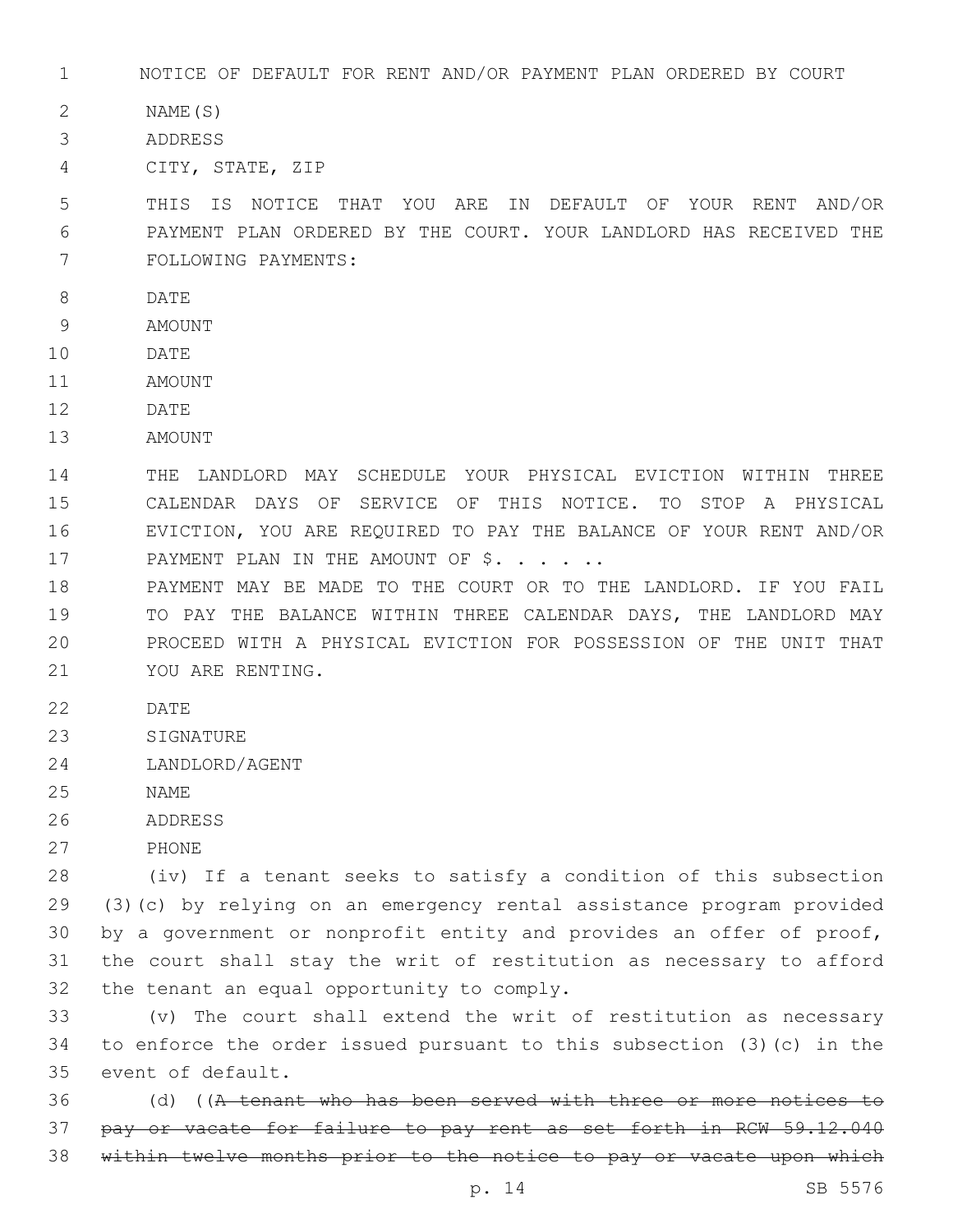NOTICE OF DEFAULT FOR RENT AND/OR PAYMENT PLAN ORDERED BY COURT

NAME(S)

ADDRESS

CITY, STATE, ZIP

THIS IS NOTICE THAT YOU ARE IN DEFAULT OF YOUR RENT AND/OR PAYMENT PLAN ORDERED BY THE COURT. YOUR LANDLORD HAS RECEIVED THE FOLLOWING PAYMENTS:

DATE

AMOUNT

DATE

AMOUNT

DATE

AMOUNT

THE LANDLORD MAY SCHEDULE YOUR PHYSICAL EVICTION WITHIN THREE CALENDAR DAYS OF SERVICE OF THIS NOTICE. TO STOP A PHYSICAL EVICTION, YOU ARE REQUIRED TO PAY THE BALANCE OF YOUR RENT AND/OR PAYMENT PLAN IN THE AMOUNT OF $. . . . . ..

PAYMENT MAY BE MADE TO THE COURT OR TO THE LANDLORD. IF YOU FAIL TO PAY THE BALANCE WITHIN THREE CALENDAR DAYS, THE LANDLORD MAY PROCEED WITH A PHYSICAL EVICTION FOR POSSESSION OF THE UNIT THAT YOU ARE RENTING.

DATE

SIGNATURE

LANDLORD/AGENT

NAME

ADDRESS

PHONE

(iv) If a tenant seeks to satisfy a condition of this subsection (3)(c) by relying on an emergency rental assistance program provided by a government or nonprofit entity and provides an offer of proof, the court shall stay the writ of restitution as necessary to afford the tenant an equal opportunity to comply.

(v) The court shall extend the writ of restitution as necessary to enforce the order issued pursuant to this subsection (3)(c) in the event of default.

(d) ((~~A tenant who has been served with three or more notices to pay or vacate for failure to pay rent as set forth in RCW 59.12.040 within twelve months prior to the notice to pay or vacate upon which~~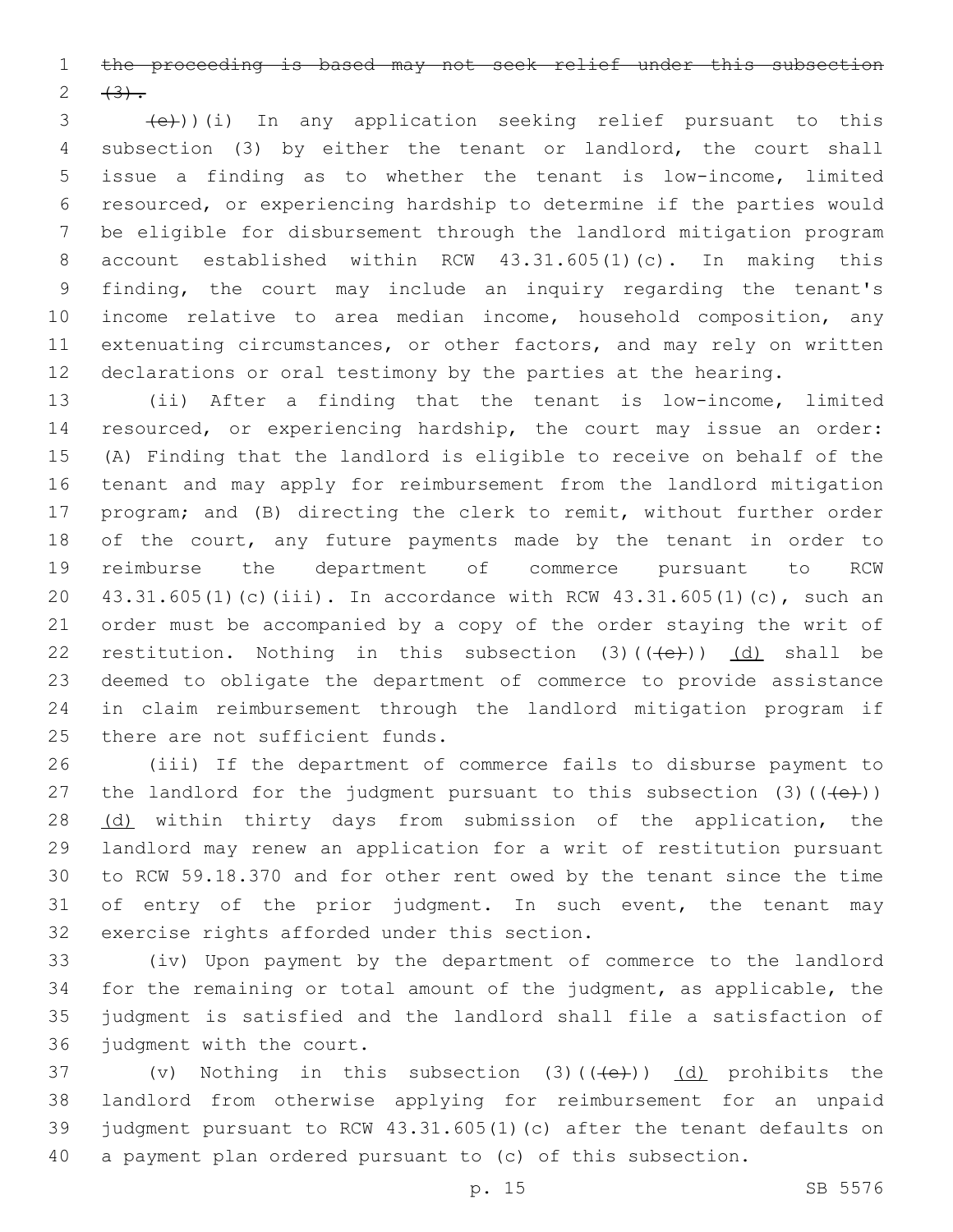~~the proceeding is based may not seek relief under this subsection (3).~~

~~(e)~~))(i) In any application seeking relief pursuant to this subsection (3) by either the tenant or landlord, the court shall issue a finding as to whether the tenant is low-income, limited resourced, or experiencing hardship to determine if the parties would be eligible for disbursement through the landlord mitigation program account established within RCW 43.31.605(1)(c). In making this finding, the court may include an inquiry regarding the tenant's income relative to area median income, household composition, any extenuating circumstances, or other factors, and may rely on written declarations or oral testimony by the parties at the hearing.

(ii) After a finding that the tenant is low-income, limited resourced, or experiencing hardship, the court may issue an order: (A) Finding that the landlord is eligible to receive on behalf of the tenant and may apply for reimbursement from the landlord mitigation program; and (B) directing the clerk to remit, without further order of the court, any future payments made by the tenant in order to reimburse the department of commerce pursuant to RCW 43.31.605(1)(c)(iii). In accordance with RCW 43.31.605(1)(c), such an order must be accompanied by a copy of the order staying the writ of restitution. Nothing in this subsection (3)((~~(e)~~)) <u>(d)</u> shall be deemed to obligate the department of commerce to provide assistance in claim reimbursement through the landlord mitigation program if there are not sufficient funds.

(iii) If the department of commerce fails to disburse payment to the landlord for the judgment pursuant to this subsection (3)((~~(e)~~)) <u>(d)</u> within thirty days from submission of the application, the landlord may renew an application for a writ of restitution pursuant to RCW 59.18.370 and for other rent owed by the tenant since the time of entry of the prior judgment. In such event, the tenant may exercise rights afforded under this section.

(iv) Upon payment by the department of commerce to the landlord for the remaining or total amount of the judgment, as applicable, the judgment is satisfied and the landlord shall file a satisfaction of judgment with the court.

(v) Nothing in this subsection (3)((~~(e)~~)) <u>(d)</u> prohibits the landlord from otherwise applying for reimbursement for an unpaid judgment pursuant to RCW 43.31.605(1)(c) after the tenant defaults on a payment plan ordered pursuant to (c) of this subsection.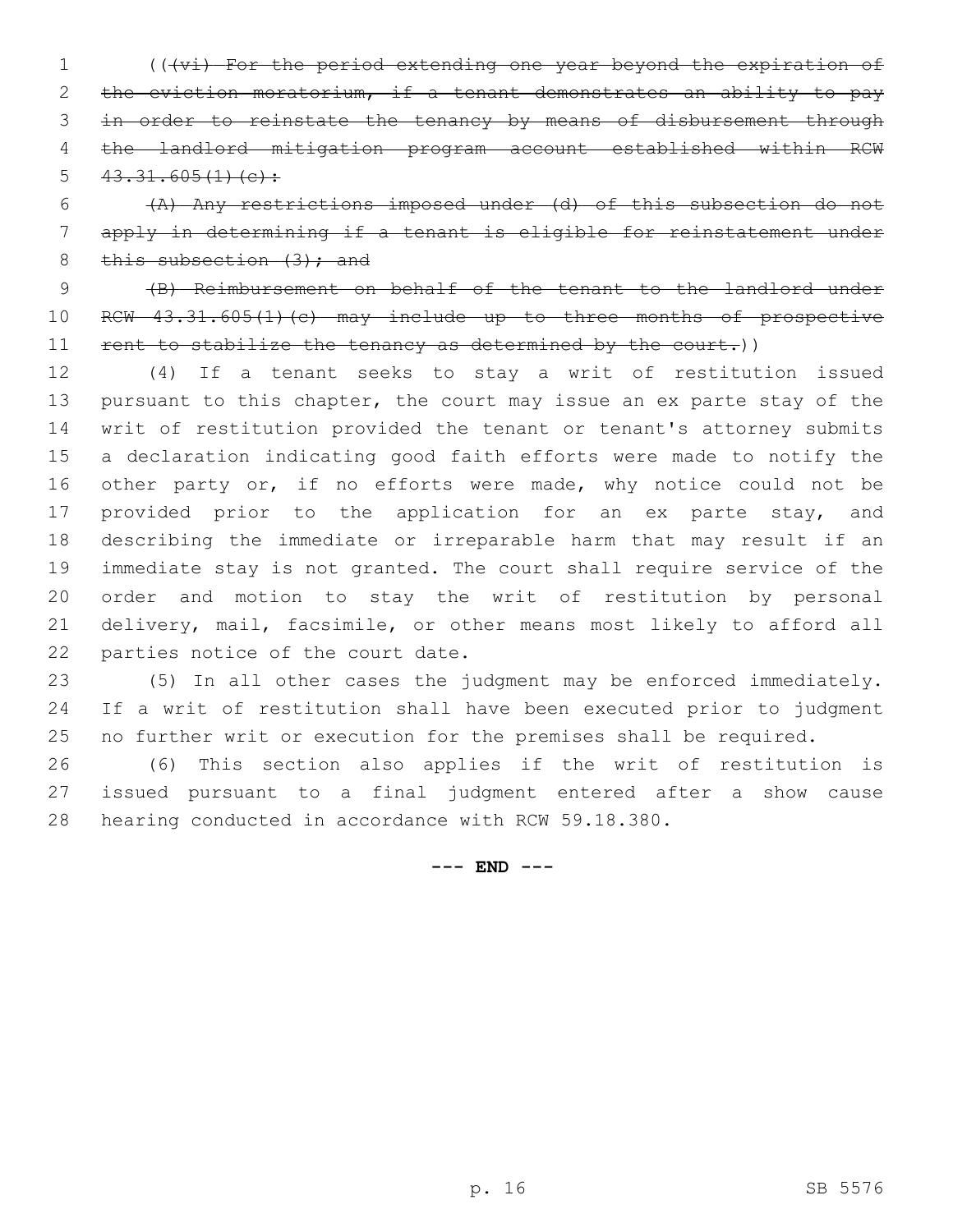((~~(vi) For the period extending one year beyond the expiration of the eviction moratorium, if a tenant demonstrates an ability to pay in order to reinstate the tenancy by means of disbursement through the landlord mitigation program account established within RCW 43.31.605(1)(c):~~

~~(A) Any restrictions imposed under (d) of this subsection do not apply in determining if a tenant is eligible for reinstatement under this subsection (3); and~~

~~(B) Reimbursement on behalf of the tenant to the landlord under RCW 43.31.605(1)(c) may include up to three months of prospective rent to stabilize the tenancy as determined by the court.~~))

(4) If a tenant seeks to stay a writ of restitution issued pursuant to this chapter, the court may issue an ex parte stay of the writ of restitution provided the tenant or tenant's attorney submits a declaration indicating good faith efforts were made to notify the other party or, if no efforts were made, why notice could not be provided prior to the application for an ex parte stay, and describing the immediate or irreparable harm that may result if an immediate stay is not granted. The court shall require service of the order and motion to stay the writ of restitution by personal delivery, mail, facsimile, or other means most likely to afford all parties notice of the court date.

(5) In all other cases the judgment may be enforced immediately. If a writ of restitution shall have been executed prior to judgment no further writ or execution for the premises shall be required.

(6) This section also applies if the writ of restitution is issued pursuant to a final judgment entered after a show cause hearing conducted in accordance with RCW 59.18.380.

**--- END ---**